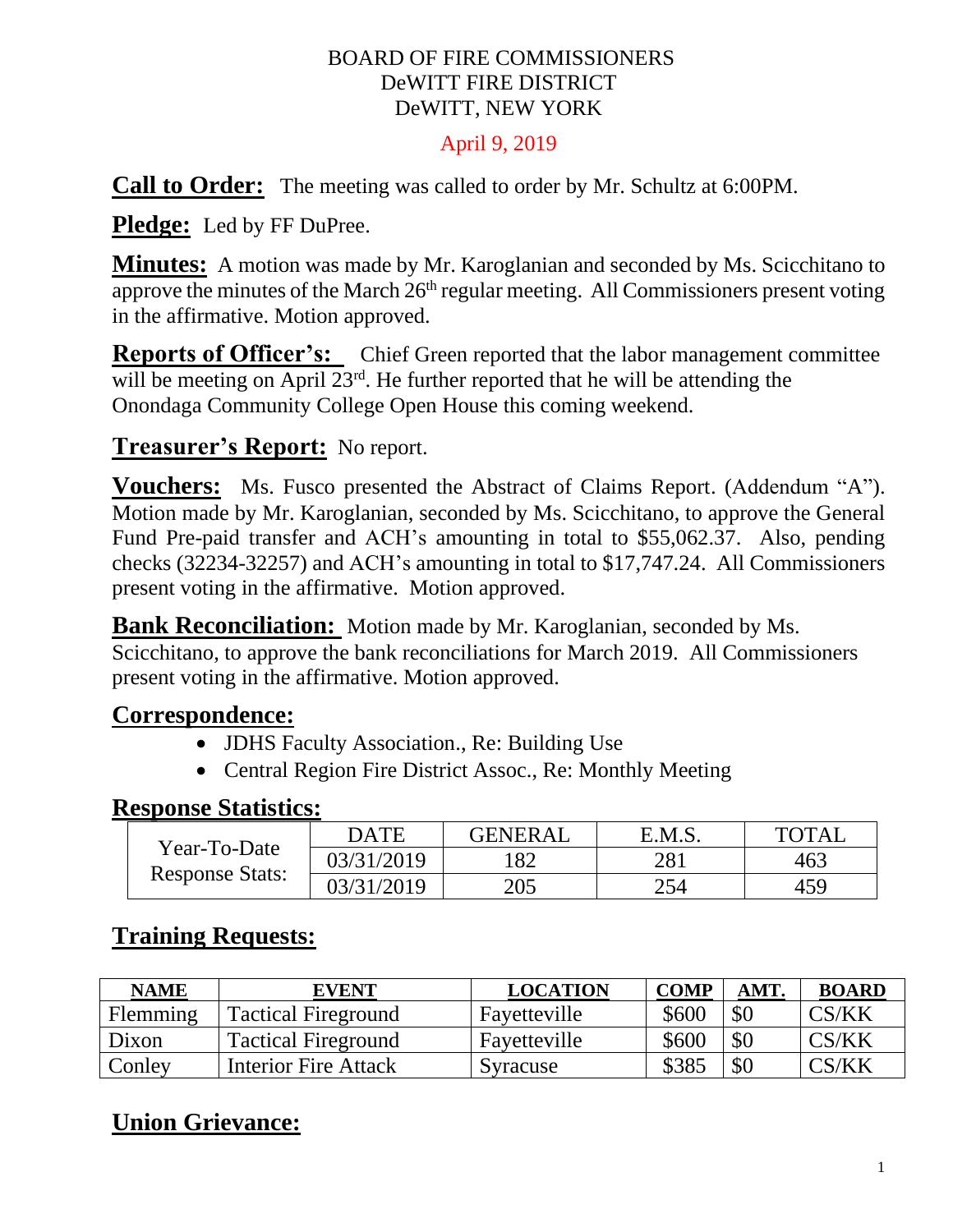BOARD OF FIRE COMMISSIONERS
DeWITT FIRE DISTRICT
DeWITT, NEW YORK

April 9, 2019

**Call to Order:** The meeting was called to order by Mr. Schultz at 6:00PM.

**Pledge:** Led by FF DuPree.

**Minutes:** A motion was made by Mr. Karoglanian and seconded by Ms. Scicchitano to approve the minutes of the March 26th regular meeting. All Commissioners present voting in the affirmative. Motion approved.

**Reports of Officer's:** Chief Green reported that the labor management committee will be meeting on April 23rd. He further reported that he will be attending the Onondaga Community College Open House this coming weekend.

**Treasurer's Report:** No report.

**Vouchers:** Ms. Fusco presented the Abstract of Claims Report. (Addendum "A"). Motion made by Mr. Karoglanian, seconded by Ms. Scicchitano, to approve the General Fund Pre-paid transfer and ACH's amounting in total to $55,062.37. Also, pending checks (32234-32257) and ACH's amounting in total to $17,747.24. All Commissioners present voting in the affirmative. Motion approved.

**Bank Reconciliation:** Motion made by Mr. Karoglanian, seconded by Ms. Scicchitano, to approve the bank reconciliations for March 2019. All Commissioners present voting in the affirmative. Motion approved.

**Correspondence:**

- JDHS Faculty Association., Re: Building Use
- Central Region Fire District Assoc., Re: Monthly Meeting

**Response Statistics:**

| | DATE | GENERAL | E.M.S. | TOTAL |
|---|---|---|---|---|
| Year-To-Date Response Stats: | 03/31/2019 | 182 | 281 | 463 |
| | 03/31/2019 | 205 | 254 | 459 |

**Training Requests:**

| NAME | EVENT | LOCATION | COMP | AMT. | BOARD |
|---|---|---|---|---|---|
| Flemming | Tactical Fireground | Fayetteville | $600 | $0 | CS/KK |
| Dixon | Tactical Fireground | Fayetteville | $600 | $0 | CS/KK |
| Conley | Interior Fire Attack | Syracuse | $385 | $0 | CS/KK |

**Union Grievance:**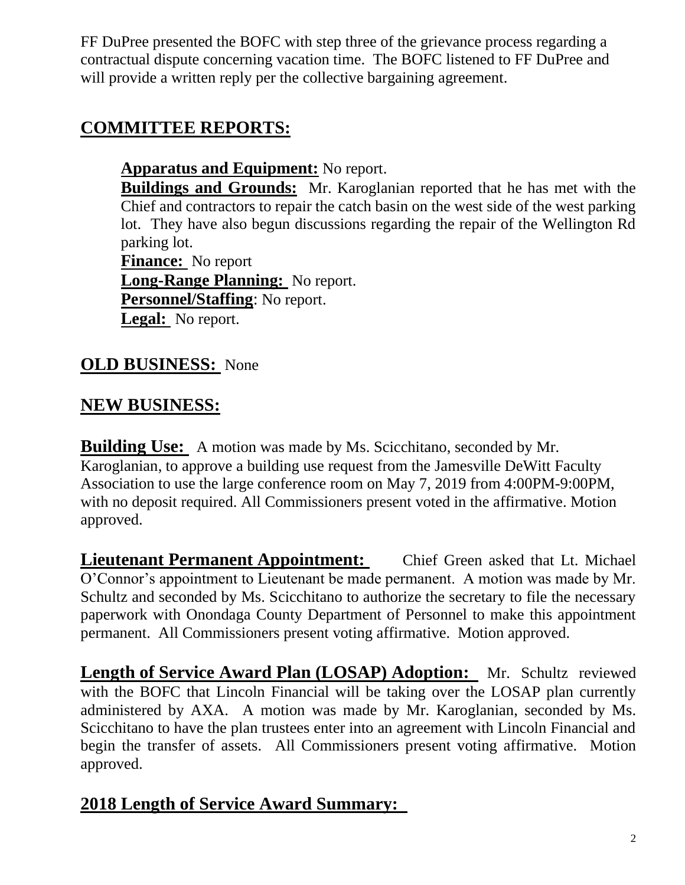FF DuPree presented the BOFC with step three of the grievance process regarding a contractual dispute concerning vacation time. The BOFC listened to FF DuPree and will provide a written reply per the collective bargaining agreement.

## COMMITTEE REPORTS:

**Apparatus and Equipment:** No report.
**Buildings and Grounds:** Mr. Karoglanian reported that he has met with the Chief and contractors to repair the catch basin on the west side of the west parking lot. They have also begun discussions regarding the repair of the Wellington Rd parking lot.
**Finance:** No report
**Long-Range Planning:** No report.
**Personnel/Staffing**: No report.
**Legal:** No report.

## OLD BUSINESS: None

## NEW BUSINESS:

**Building Use:** A motion was made by Ms. Scicchitano, seconded by Mr. Karoglanian, to approve a building use request from the Jamesville DeWitt Faculty Association to use the large conference room on May 7, 2019 from 4:00PM-9:00PM, with no deposit required. All Commissioners present voted in the affirmative. Motion approved.

**Lieutenant Permanent Appointment:** Chief Green asked that Lt. Michael O'Connor's appointment to Lieutenant be made permanent. A motion was made by Mr. Schultz and seconded by Ms. Scicchitano to authorize the secretary to file the necessary paperwork with Onondaga County Department of Personnel to make this appointment permanent. All Commissioners present voting affirmative. Motion approved.

**Length of Service Award Plan (LOSAP) Adoption:** Mr. Schultz reviewed with the BOFC that Lincoln Financial will be taking over the LOSAP plan currently administered by AXA. A motion was made by Mr. Karoglanian, seconded by Ms. Scicchitano to have the plan trustees enter into an agreement with Lincoln Financial and begin the transfer of assets. All Commissioners present voting affirmative. Motion approved.

## 2018 Length of Service Award Summary: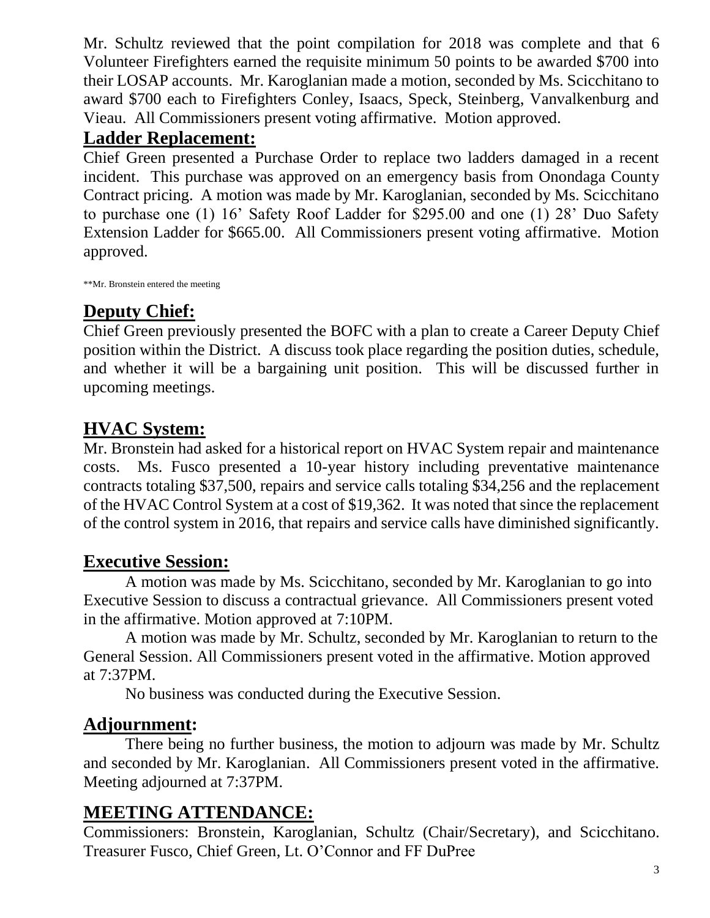Mr. Schultz reviewed that the point compilation for 2018 was complete and that 6 Volunteer Firefighters earned the requisite minimum 50 points to be awarded $700 into their LOSAP accounts. Mr. Karoglanian made a motion, seconded by Ms. Scicchitano to award $700 each to Firefighters Conley, Isaacs, Speck, Steinberg, Vanvalkenburg and Vieau. All Commissioners present voting affirmative. Motion approved.

## **Ladder Replacement:**

Chief Green presented a Purchase Order to replace two ladders damaged in a recent incident. This purchase was approved on an emergency basis from Onondaga County Contract pricing. A motion was made by Mr. Karoglanian, seconded by Ms. Scicchitano to purchase one (1) 16' Safety Roof Ladder for $295.00 and one (1) 28' Duo Safety Extension Ladder for $665.00. All Commissioners present voting affirmative. Motion approved.

**Mr. Bronstein entered the meeting

## **Deputy Chief:**

Chief Green previously presented the BOFC with a plan to create a Career Deputy Chief position within the District. A discuss took place regarding the position duties, schedule, and whether it will be a bargaining unit position. This will be discussed further in upcoming meetings.

## **HVAC System:**

Mr. Bronstein had asked for a historical report on HVAC System repair and maintenance costs. Ms. Fusco presented a 10-year history including preventative maintenance contracts totaling $37,500, repairs and service calls totaling $34,256 and the replacement of the HVAC Control System at a cost of $19,362. It was noted that since the replacement of the control system in 2016, that repairs and service calls have diminished significantly.

## **Executive Session:**

A motion was made by Ms. Scicchitano, seconded by Mr. Karoglanian to go into Executive Session to discuss a contractual grievance. All Commissioners present voted in the affirmative. Motion approved at 7:10PM.

A motion was made by Mr. Schultz, seconded by Mr. Karoglanian to return to the General Session. All Commissioners present voted in the affirmative. Motion approved at 7:37PM.

No business was conducted during the Executive Session.

## **Adjournment:**

There being no further business, the motion to adjourn was made by Mr. Schultz and seconded by Mr. Karoglanian. All Commissioners present voted in the affirmative. Meeting adjourned at 7:37PM.

## **MEETING ATTENDANCE:**

Commissioners: Bronstein, Karoglanian, Schultz (Chair/Secretary), and Scicchitano. Treasurer Fusco, Chief Green, Lt. O'Connor and FF DuPree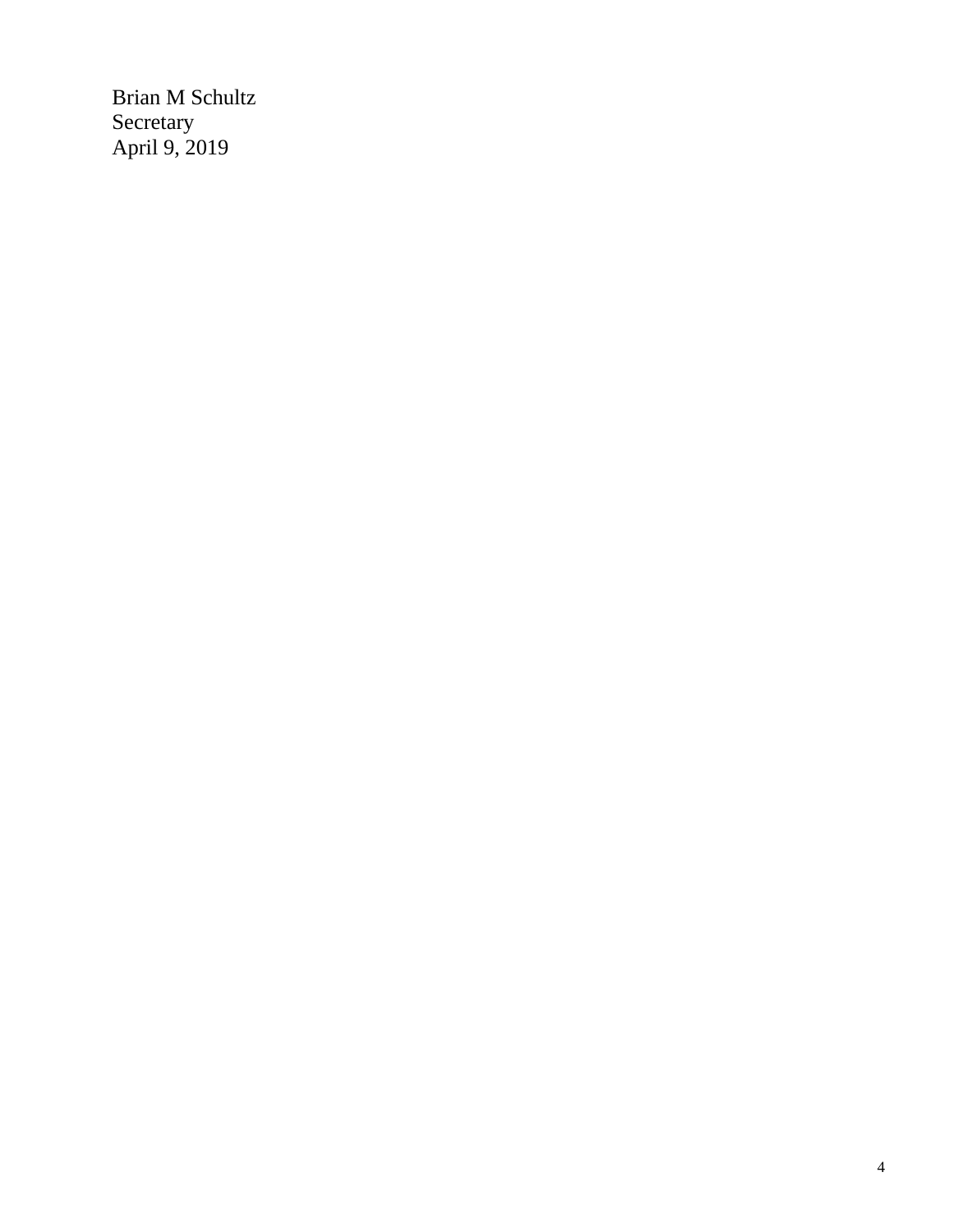Brian M Schultz
Secretary
April 9, 2019